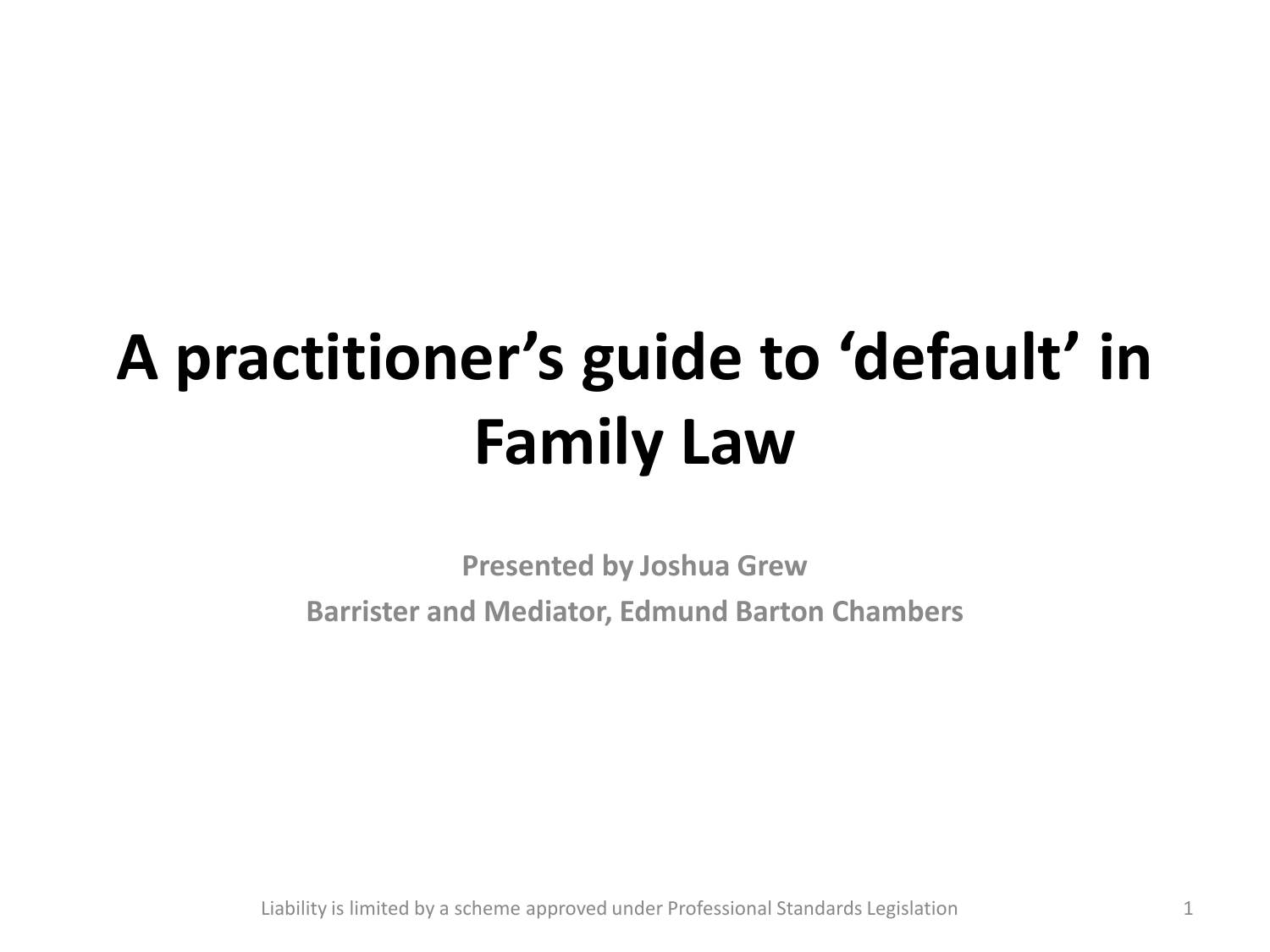# A practitioner's guide to 'default' in Family Law

**Presented by Joshua Grew**

**Barrister and Mediator, Edmund Barton Chambers**

Liability is limited by a scheme approved under Professional Standards Legislation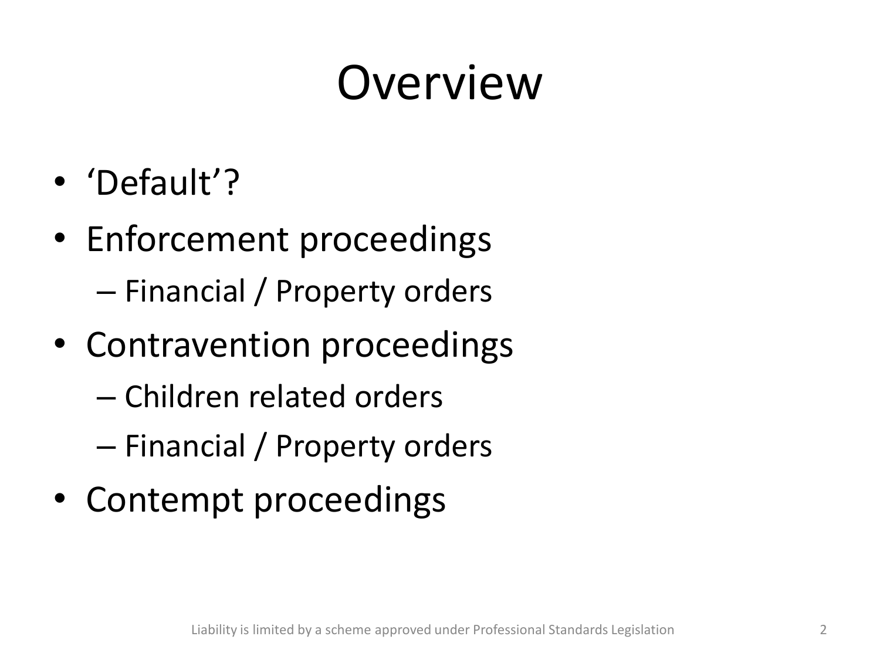# Overview

- 'Default'?
- Enforcement proceedings
  - Financial / Property orders
- Contravention proceedings
  - Children related orders
  - Financial / Property orders
- Contempt proceedings

Liability is limited by a scheme approved under Professional Standards Legislation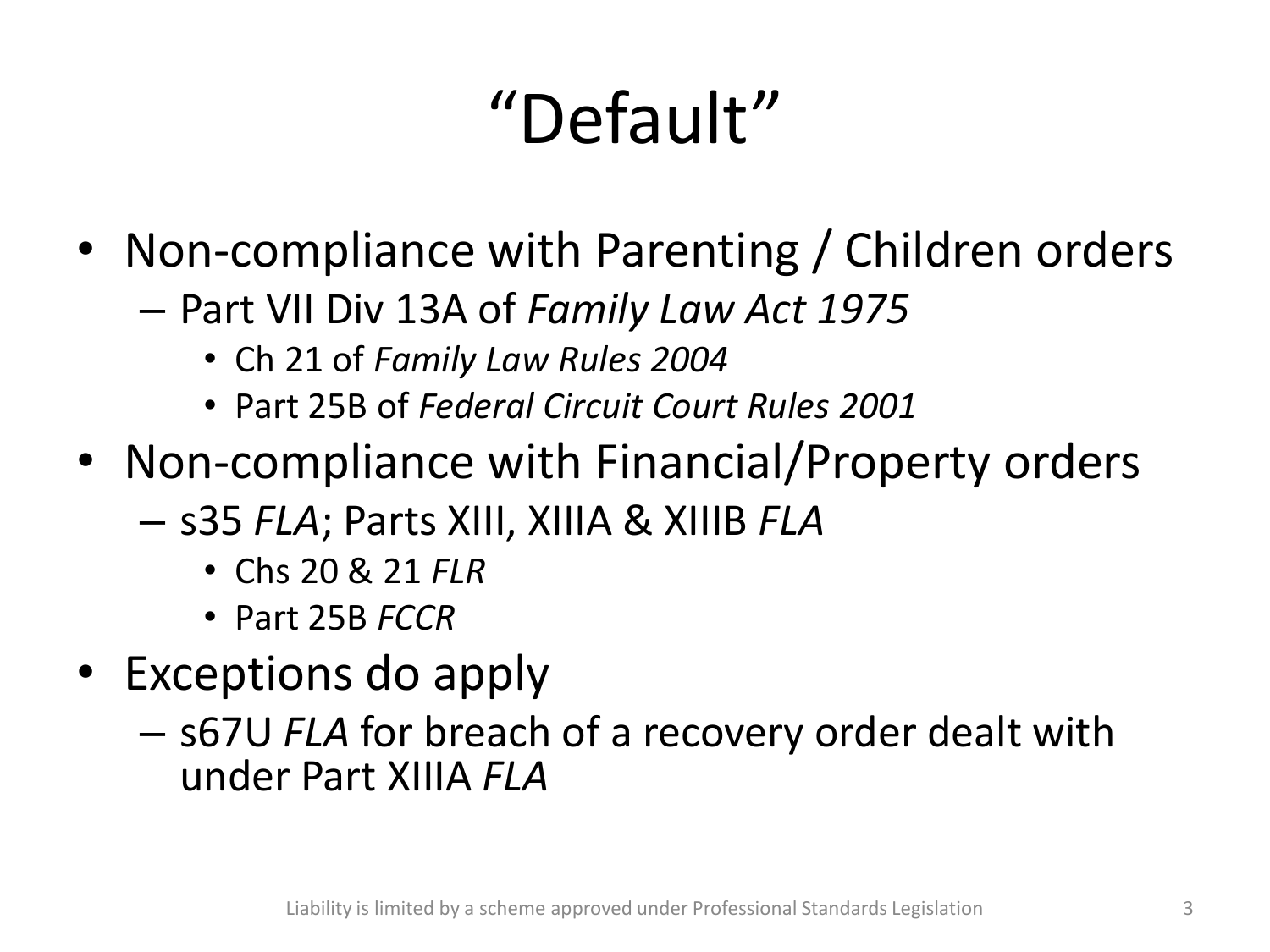# "Default"

- Non-compliance with Parenting / Children orders
  - Part VII Div 13A of *Family Law Act 1975*
    - Ch 21 of *Family Law Rules 2004*
    - Part 25B of *Federal Circuit Court Rules 2001*
- Non-compliance with Financial/Property orders
  - s35 *FLA*; Parts XIII, XIIIA & XIIIB *FLA*
    - Chs 20 & 21 *FLR*
    - Part 25B *FCCR*
- Exceptions do apply
  - s67U *FLA* for breach of a recovery order dealt with under Part XIIIA *FLA*

Liability is limited by a scheme approved under Professional Standards Legislation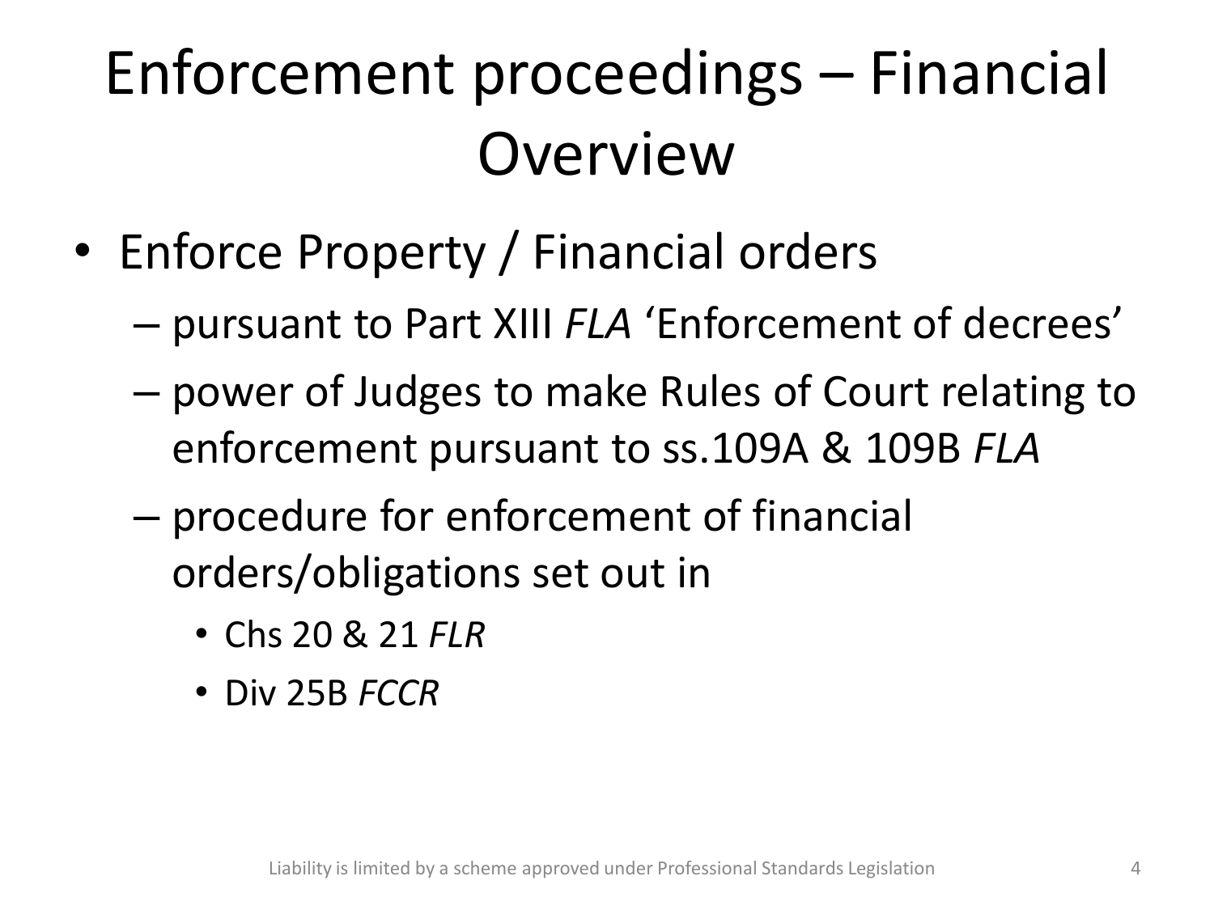# Enforcement proceedings – Financial Overview

- Enforce Property / Financial orders
  - pursuant to Part XIII *FLA* 'Enforcement of decrees'
  - power of Judges to make Rules of Court relating to enforcement pursuant to ss.109A & 109B *FLA*
  - procedure for enforcement of financial orders/obligations set out in
    - Chs 20 & 21 *FLR*
    - Div 25B *FCCR*

Liability is limited by a scheme approved under Professional Standards Legislation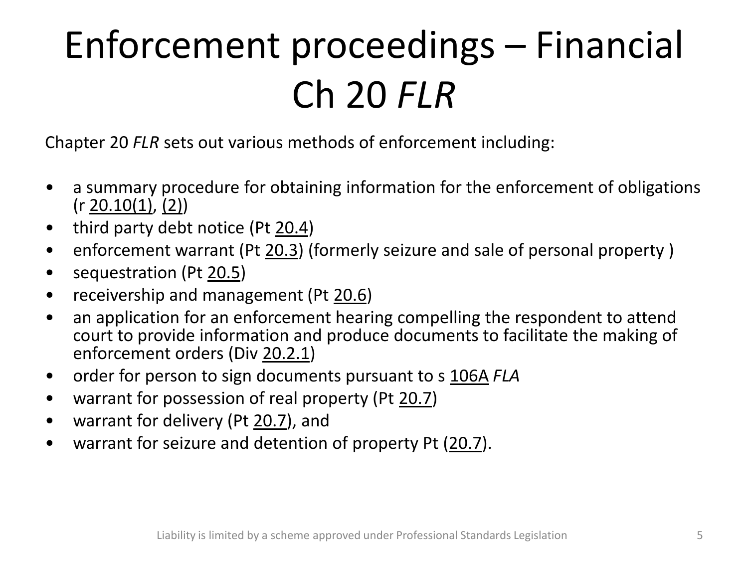# Enforcement proceedings – Financial Ch 20 *FLR*

Chapter 20 *FLR* sets out various methods of enforcement including:

- a summary procedure for obtaining information for the enforcement of obligations (r 20.10(1), (2))
- third party debt notice (Pt 20.4)
- enforcement warrant (Pt 20.3) (formerly seizure and sale of personal property )
- sequestration (Pt 20.5)
- receivership and management (Pt 20.6)
- an application for an enforcement hearing compelling the respondent to attend court to provide information and produce documents to facilitate the making of enforcement orders (Div 20.2.1)
- order for person to sign documents pursuant to s 106A *FLA*
- warrant for possession of real property (Pt 20.7)
- warrant for delivery (Pt 20.7), and
- warrant for seizure and detention of property Pt (20.7).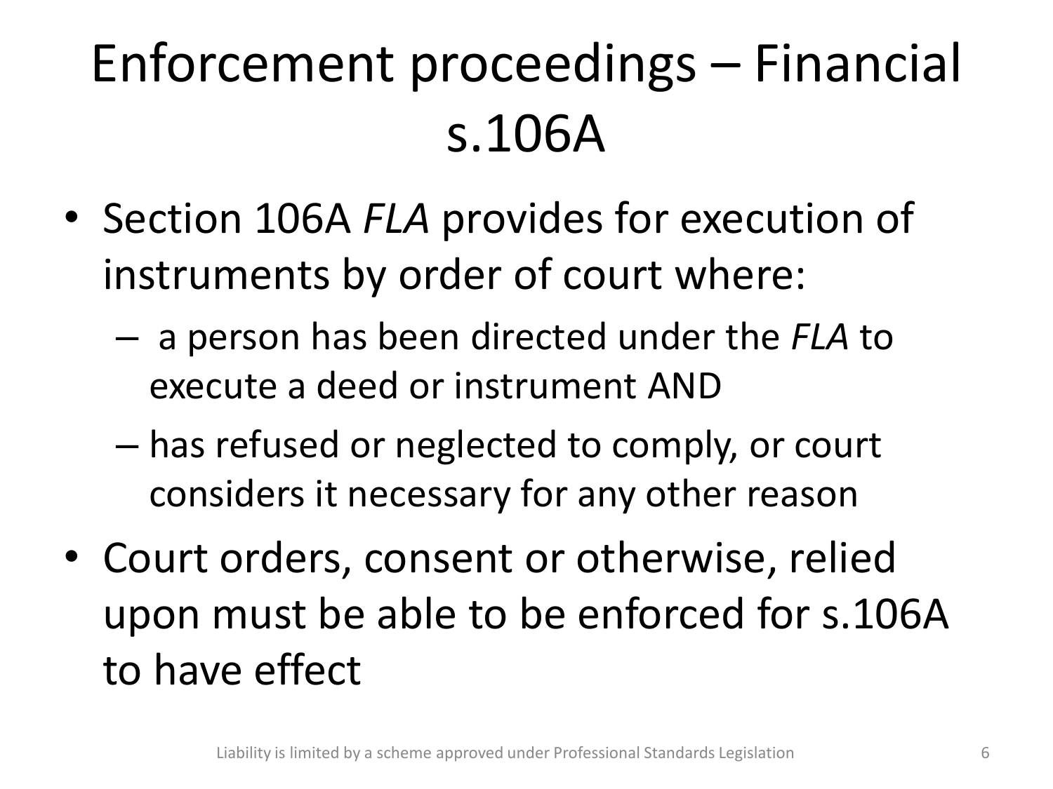# Enforcement proceedings – Financial s.106A

- Section 106A *FLA* provides for execution of instruments by order of court where:
  - a person has been directed under the *FLA* to execute a deed or instrument AND
  - has refused or neglected to comply, or court considers it necessary for any other reason
- Court orders, consent or otherwise, relied upon must be able to be enforced for s.106A to have effect

Liability is limited by a scheme approved under Professional Standards Legislation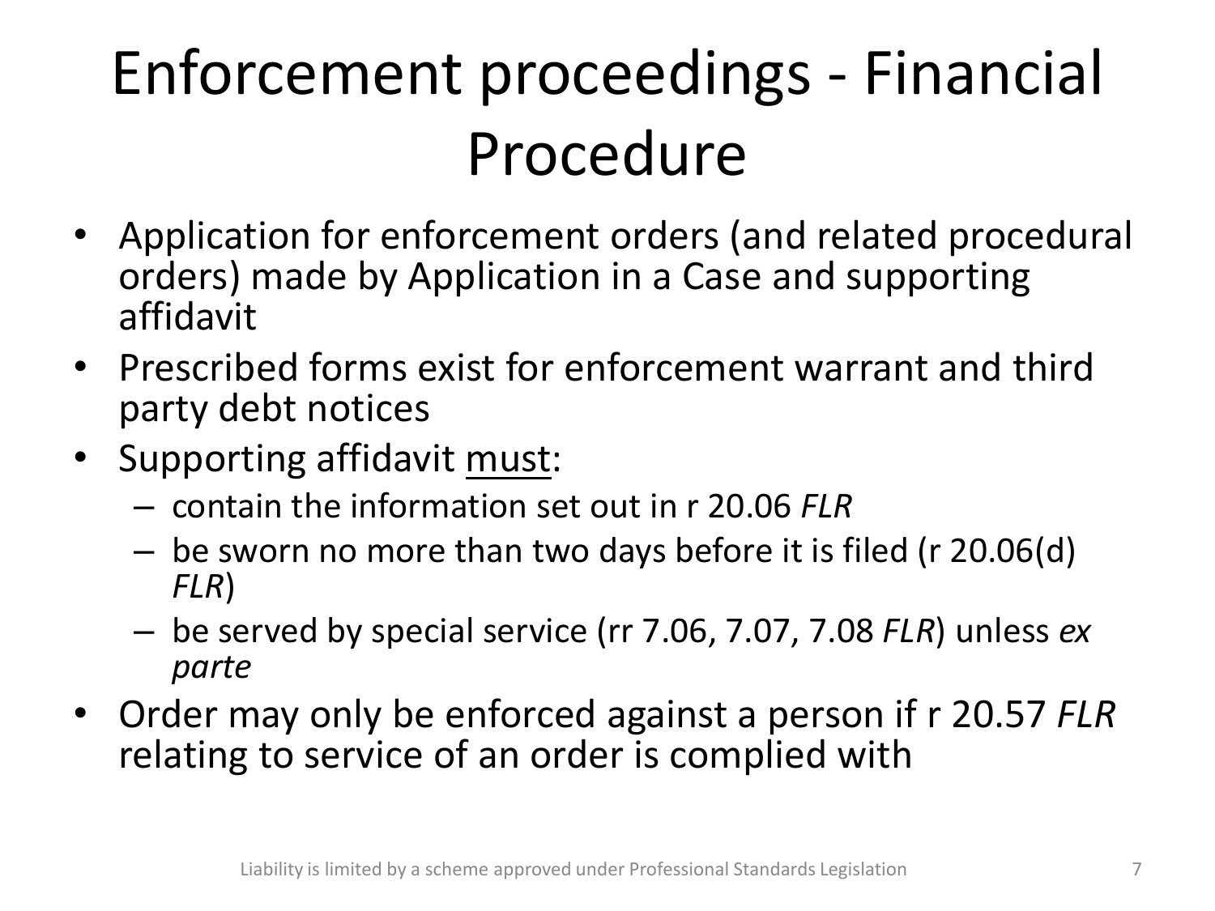# Enforcement proceedings - Financial Procedure

- Application for enforcement orders (and related procedural orders) made by Application in a Case and supporting affidavit
- Prescribed forms exist for enforcement warrant and third party debt notices
- Supporting affidavit <u>must</u>:
  - contain the information set out in r 20.06 *FLR*
  - be sworn no more than two days before it is filed (r 20.06(d) *FLR*)
  - be served by special service (rr 7.06, 7.07, 7.08 *FLR*) unless *ex parte*
- Order may only be enforced against a person if r 20.57 *FLR* relating to service of an order is complied with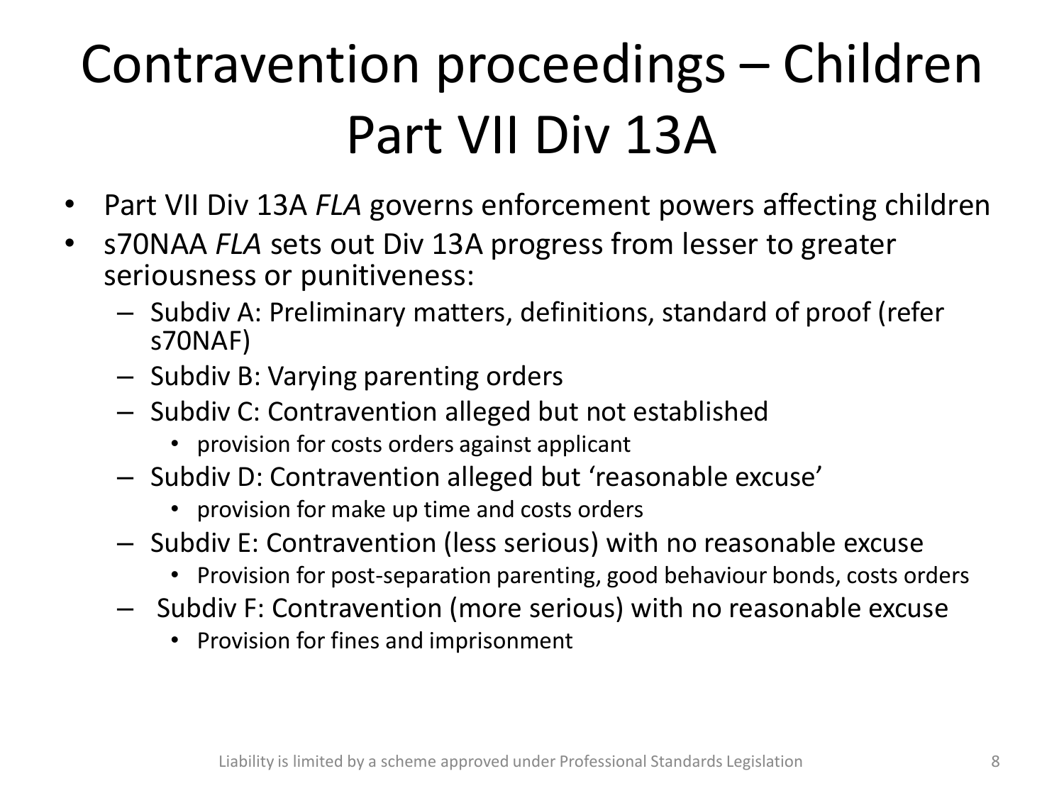# Contravention proceedings – Children Part VII Div 13A

- Part VII Div 13A *FLA* governs enforcement powers affecting children
- s70NAA *FLA* sets out Div 13A progress from lesser to greater seriousness or punitiveness:
  - Subdiv A: Preliminary matters, definitions, standard of proof (refer s70NAF)
  - Subdiv B: Varying parenting orders
  - Subdiv C: Contravention alleged but not established
    - provision for costs orders against applicant
  - Subdiv D: Contravention alleged but 'reasonable excuse'
    - provision for make up time and costs orders
  - Subdiv E: Contravention (less serious) with no reasonable excuse
    - Provision for post-separation parenting, good behaviour bonds, costs orders
  - Subdiv F: Contravention (more serious) with no reasonable excuse
    - Provision for fines and imprisonment

Liability is limited by a scheme approved under Professional Standards Legislation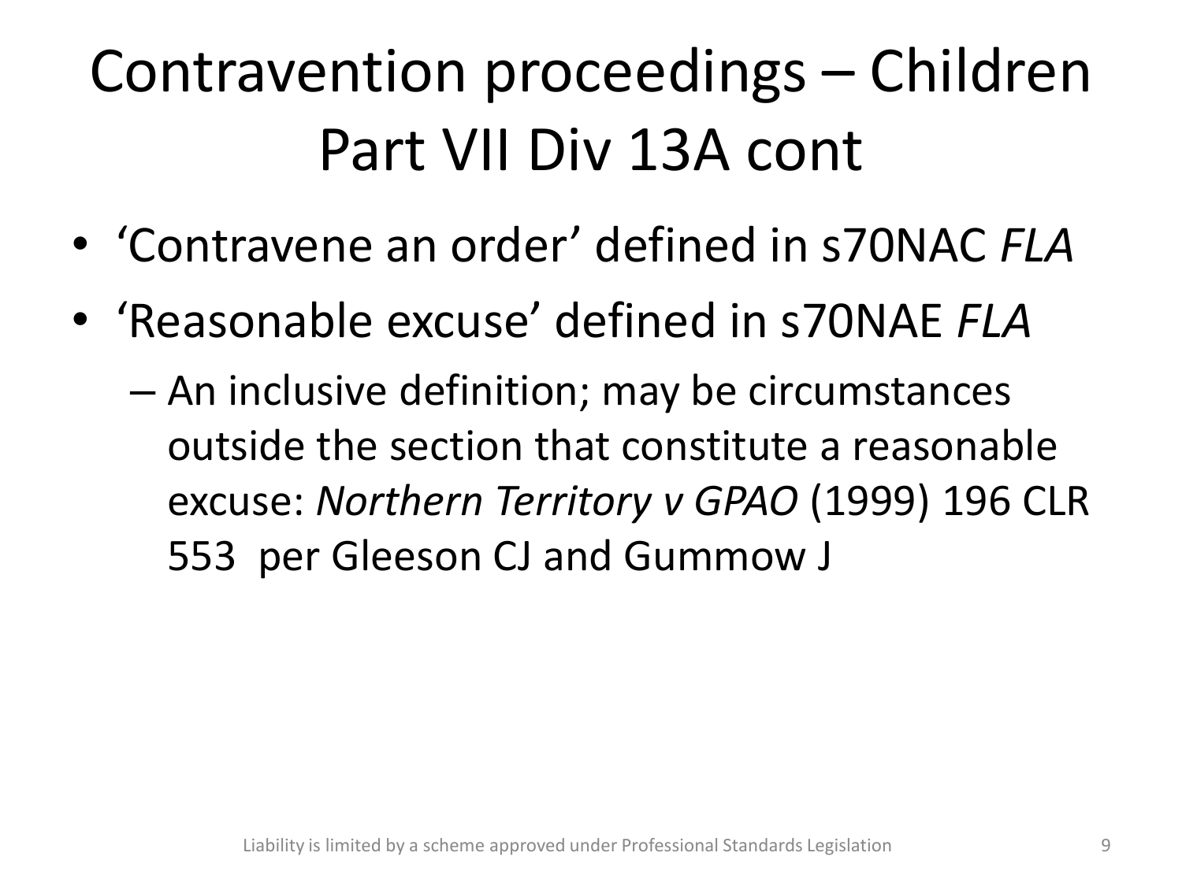# Contravention proceedings – Children Part VII Div 13A cont

- 'Contravene an order' defined in s70NAC *FLA*
- 'Reasonable excuse' defined in s70NAE *FLA*
  - An inclusive definition; may be circumstances outside the section that constitute a reasonable excuse: *Northern Territory v GPAO* (1999) 196 CLR 553 per Gleeson CJ and Gummow J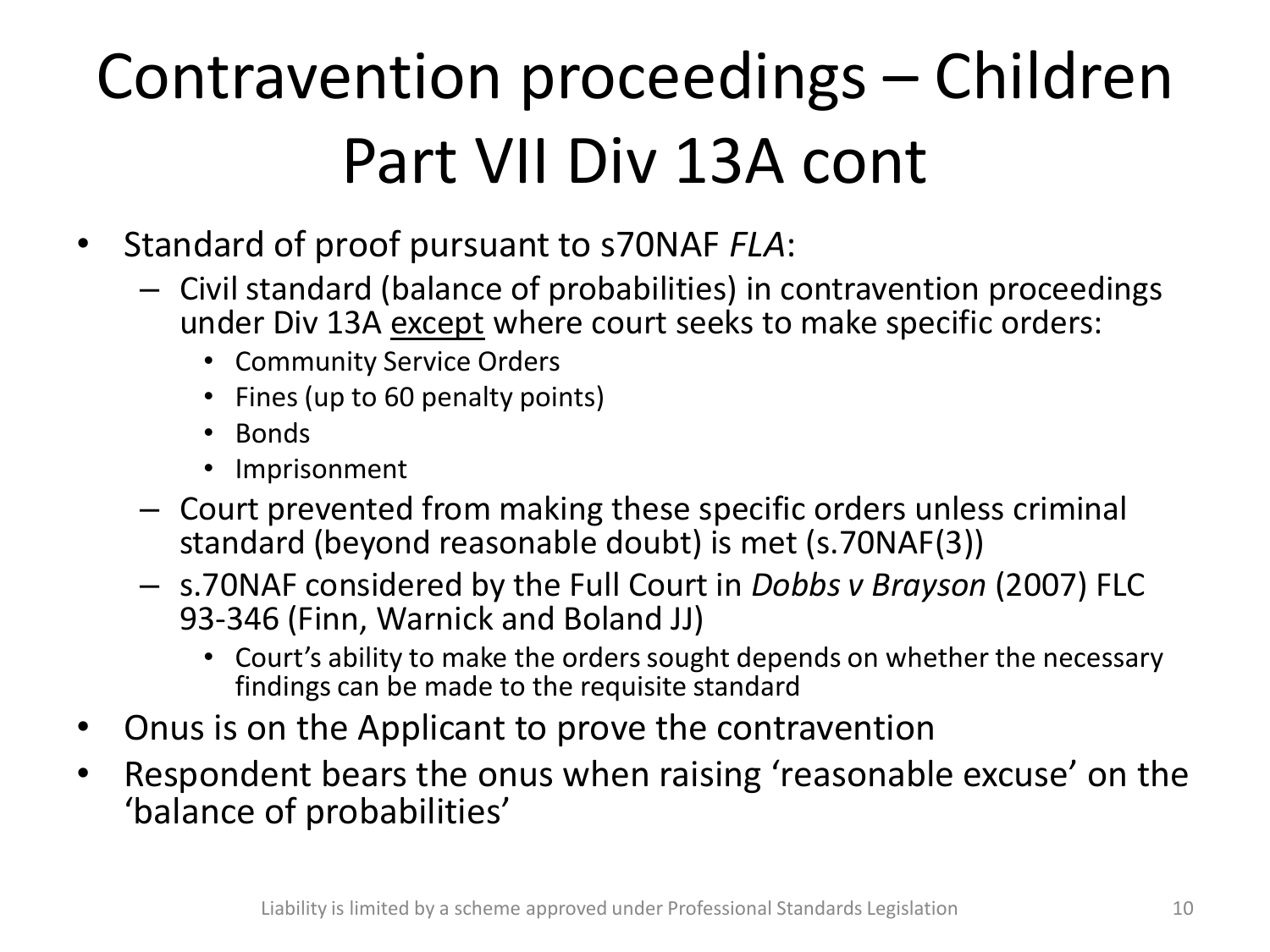# Contravention proceedings – Children Part VII Div 13A cont

- Standard of proof pursuant to s70NAF *FLA*:
  - Civil standard (balance of probabilities) in contravention proceedings under Div 13A <u>except</u> where court seeks to make specific orders:
    - Community Service Orders
    - Fines (up to 60 penalty points)
    - Bonds
    - Imprisonment
  - Court prevented from making these specific orders unless criminal standard (beyond reasonable doubt) is met (s.70NAF(3))
  - s.70NAF considered by the Full Court in *Dobbs v Brayson* (2007) FLC 93-346 (Finn, Warnick and Boland JJ)
    - Court's ability to make the orders sought depends on whether the necessary findings can be made to the requisite standard
- Onus is on the Applicant to prove the contravention
- Respondent bears the onus when raising 'reasonable excuse' on the 'balance of probabilities'

Liability is limited by a scheme approved under Professional Standards Legislation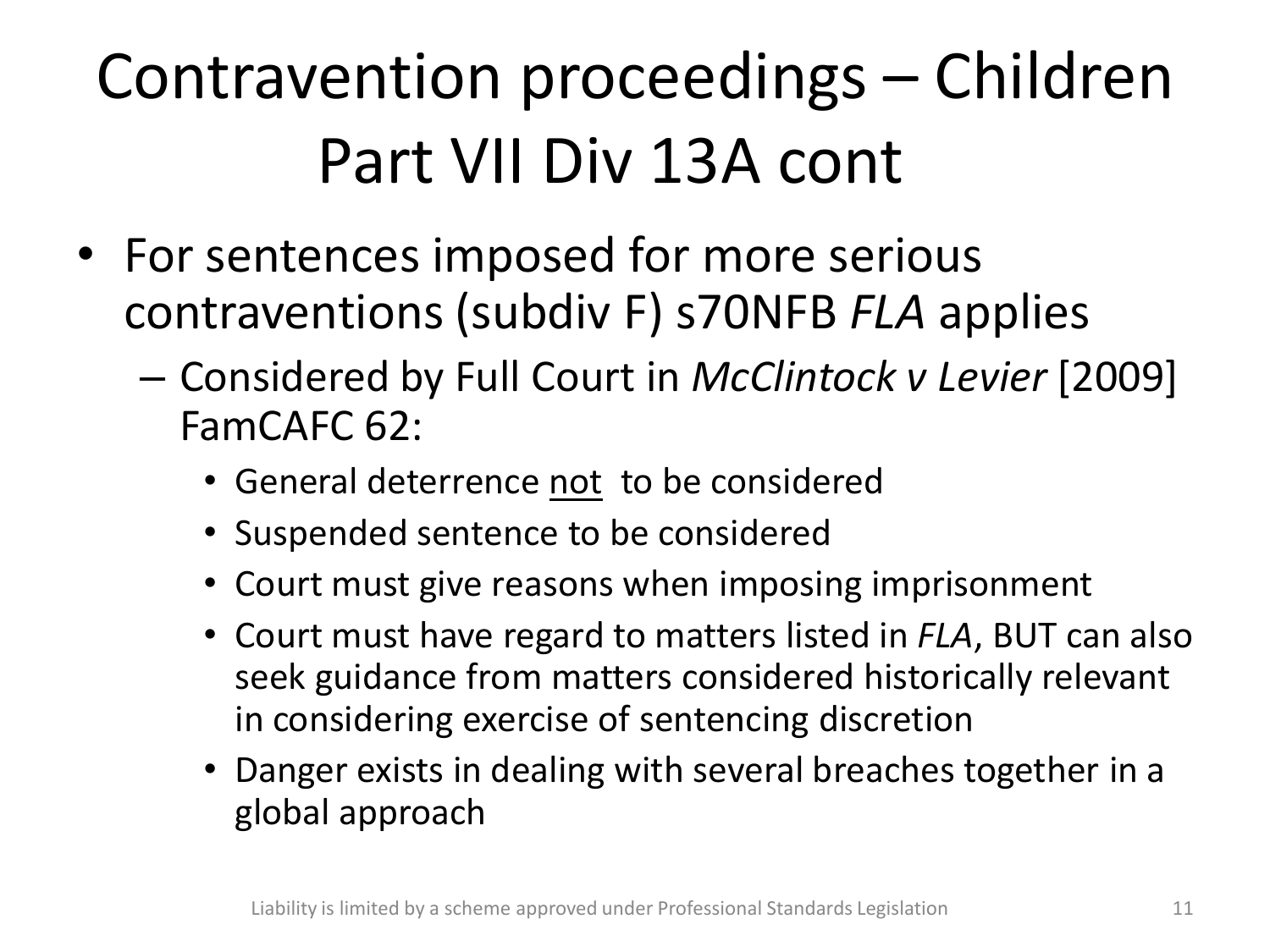# Contravention proceedings – Children Part VII Div 13A cont

- For sentences imposed for more serious contraventions (subdiv F) s70NFB *FLA* applies
  - Considered by Full Court in *McClintock v Levier* [2009] FamCAFC 62:
    - General deterrence <u>not</u> to be considered
    - Suspended sentence to be considered
    - Court must give reasons when imposing imprisonment
    - Court must have regard to matters listed in *FLA*, BUT can also seek guidance from matters considered historically relevant in considering exercise of sentencing discretion
    - Danger exists in dealing with several breaches together in a global approach

Liability is limited by a scheme approved under Professional Standards Legislation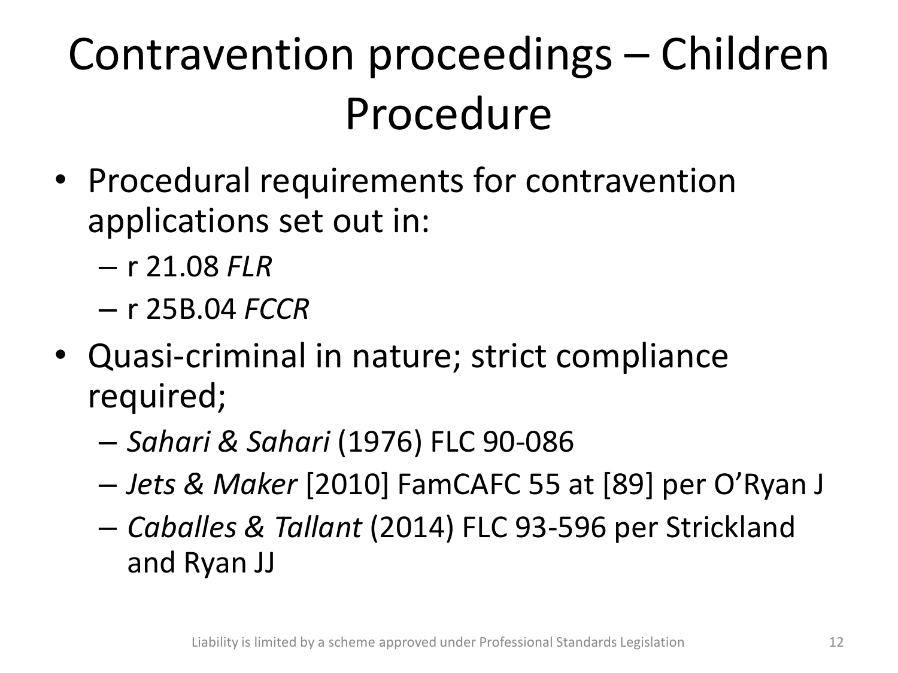# Contravention proceedings – Children Procedure

- Procedural requirements for contravention applications set out in:
  - r 21.08 *FLR*
  - r 25B.04 *FCCR*
- Quasi-criminal in nature; strict compliance required;
  - *Sahari & Sahari* (1976) FLC 90-086
  - *Jets & Maker* [2010] FamCAFC 55 at [89] per O'Ryan J
  - *Caballes & Tallant* (2014) FLC 93-596 per Strickland and Ryan JJ

Liability is limited by a scheme approved under Professional Standards Legislation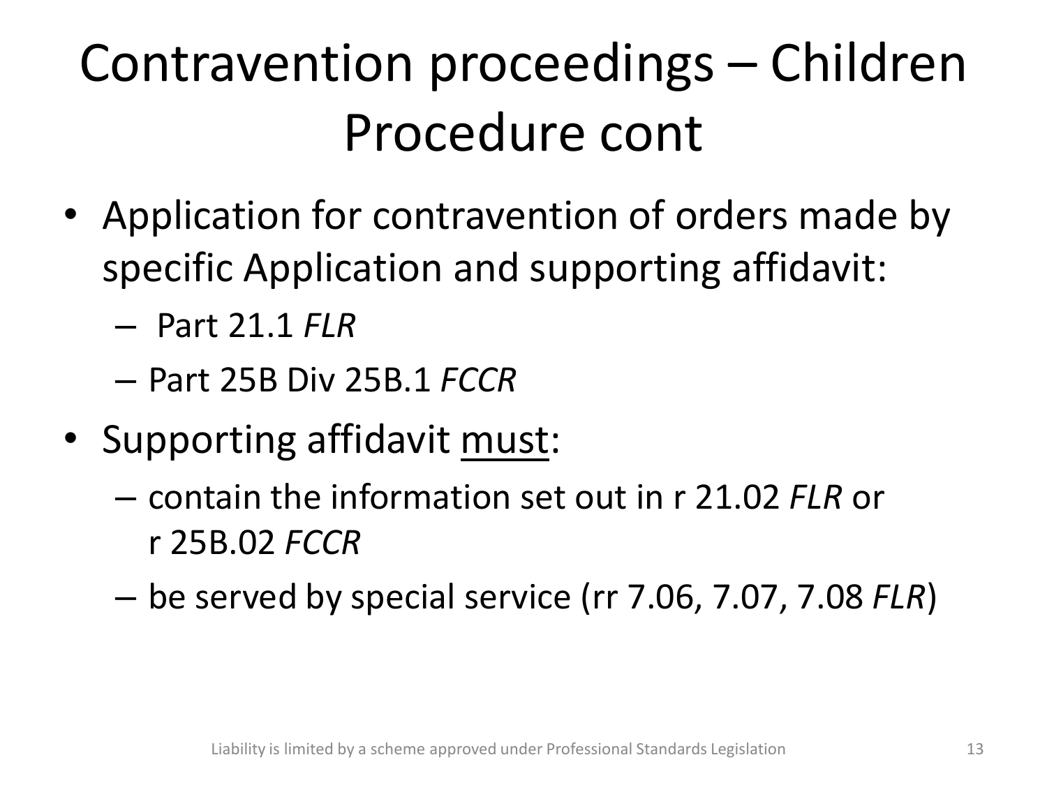# Contravention proceedings – Children Procedure cont

- Application for contravention of orders made by specific Application and supporting affidavit:
  - Part 21.1 *FLR*
  - Part 25B Div 25B.1 *FCCR*
- Supporting affidavit <u>must</u>:
  - contain the information set out in r 21.02 *FLR* or r 25B.02 *FCCR*
  - be served by special service (rr 7.06, 7.07, 7.08 *FLR*)

Liability is limited by a scheme approved under Professional Standards Legislation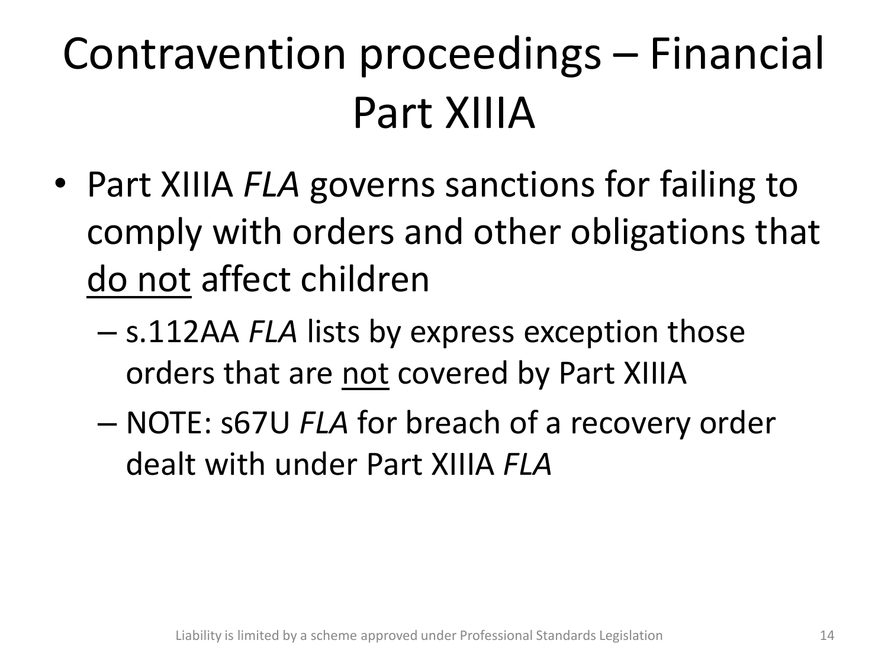# Contravention proceedings – Financial Part XIIIA

- Part XIIIA *FLA* governs sanctions for failing to comply with orders and other obligations that <u>do not</u> affect children
  - s.112AA *FLA* lists by express exception those orders that are <u>not</u> covered by Part XIIIA
  - NOTE: s67U *FLA* for breach of a recovery order dealt with under Part XIIIA *FLA*

Liability is limited by a scheme approved under Professional Standards Legislation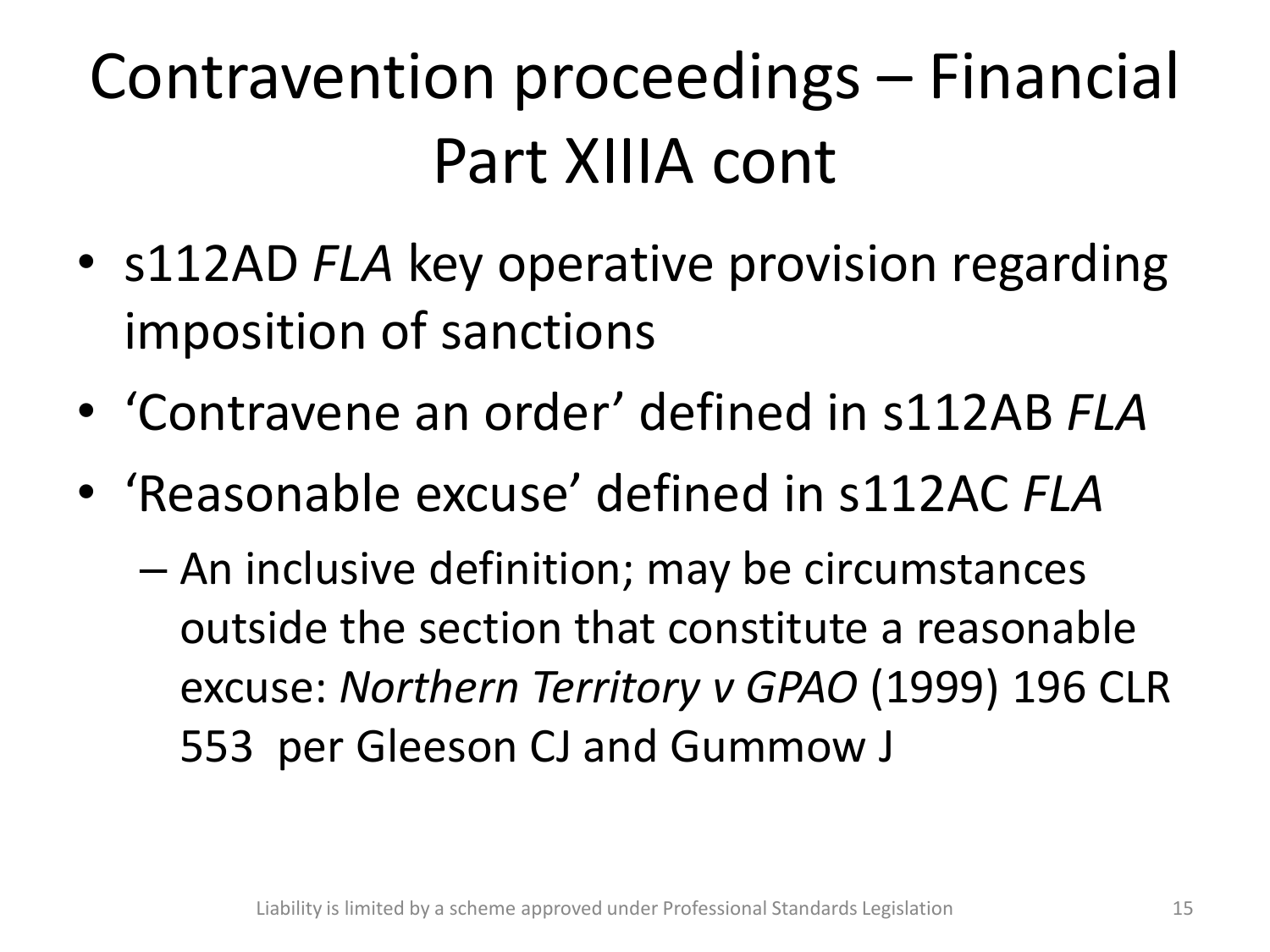# Contravention proceedings – Financial Part XIIIA cont

- s112AD *FLA* key operative provision regarding imposition of sanctions
- 'Contravene an order' defined in s112AB *FLA*
- 'Reasonable excuse' defined in s112AC *FLA*
  - An inclusive definition; may be circumstances outside the section that constitute a reasonable excuse: *Northern Territory v GPAO* (1999) 196 CLR 553 per Gleeson CJ and Gummow J

Liability is limited by a scheme approved under Professional Standards Legislation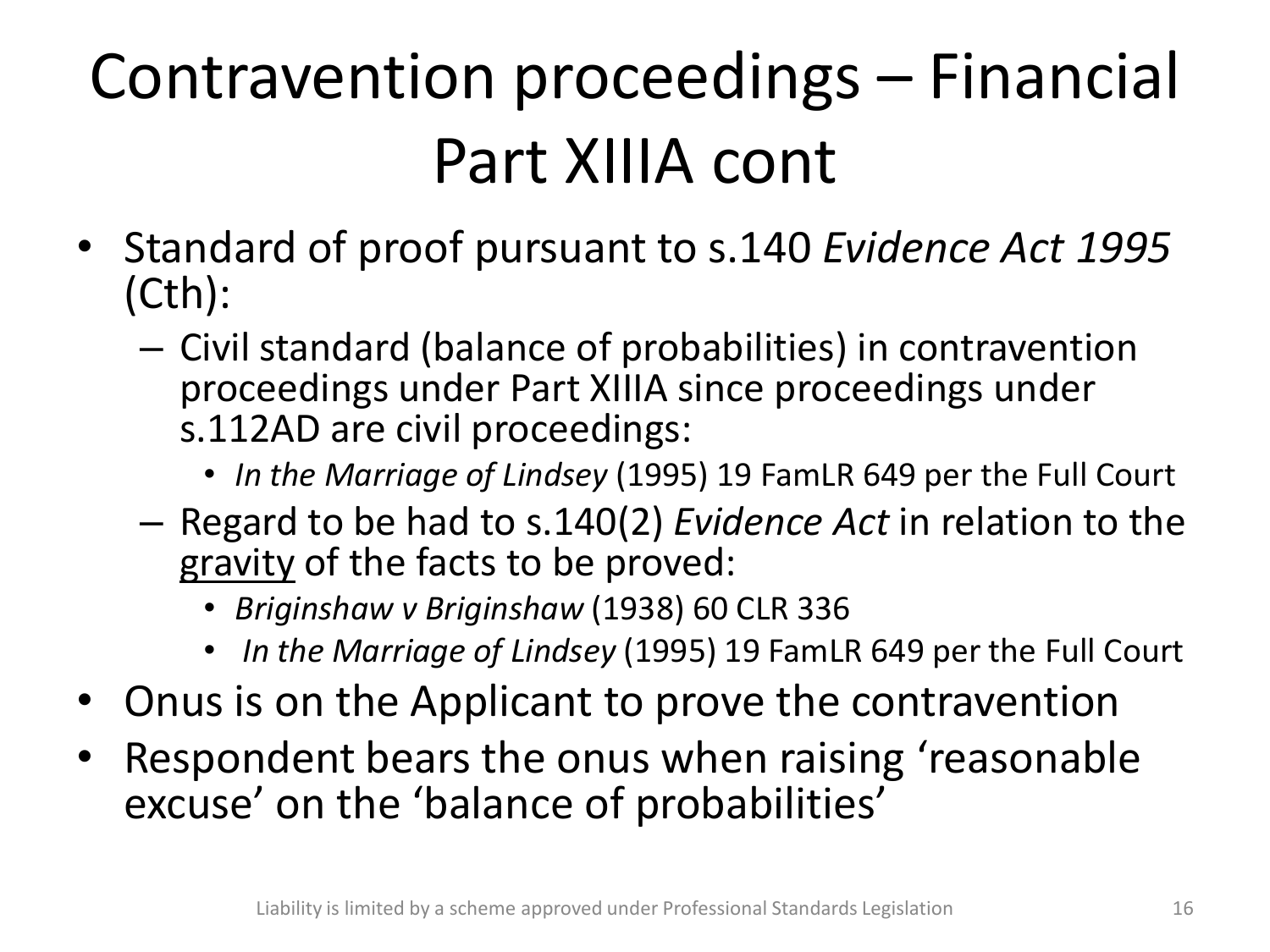# Contravention proceedings – Financial Part XIIIA cont

- Standard of proof pursuant to s.140 *Evidence Act 1995* (Cth):
  - Civil standard (balance of probabilities) in contravention proceedings under Part XIIIA since proceedings under s.112AD are civil proceedings:
    - *In the Marriage of Lindsey* (1995) 19 FamLR 649 per the Full Court
  - Regard to be had to s.140(2) *Evidence Act* in relation to the <u>gravity</u> of the facts to be proved:
    - *Briginshaw v Briginshaw* (1938) 60 CLR 336
    - *In the Marriage of Lindsey* (1995) 19 FamLR 649 per the Full Court
- Onus is on the Applicant to prove the contravention
- Respondent bears the onus when raising 'reasonable excuse' on the 'balance of probabilities'

Liability is limited by a scheme approved under Professional Standards Legislation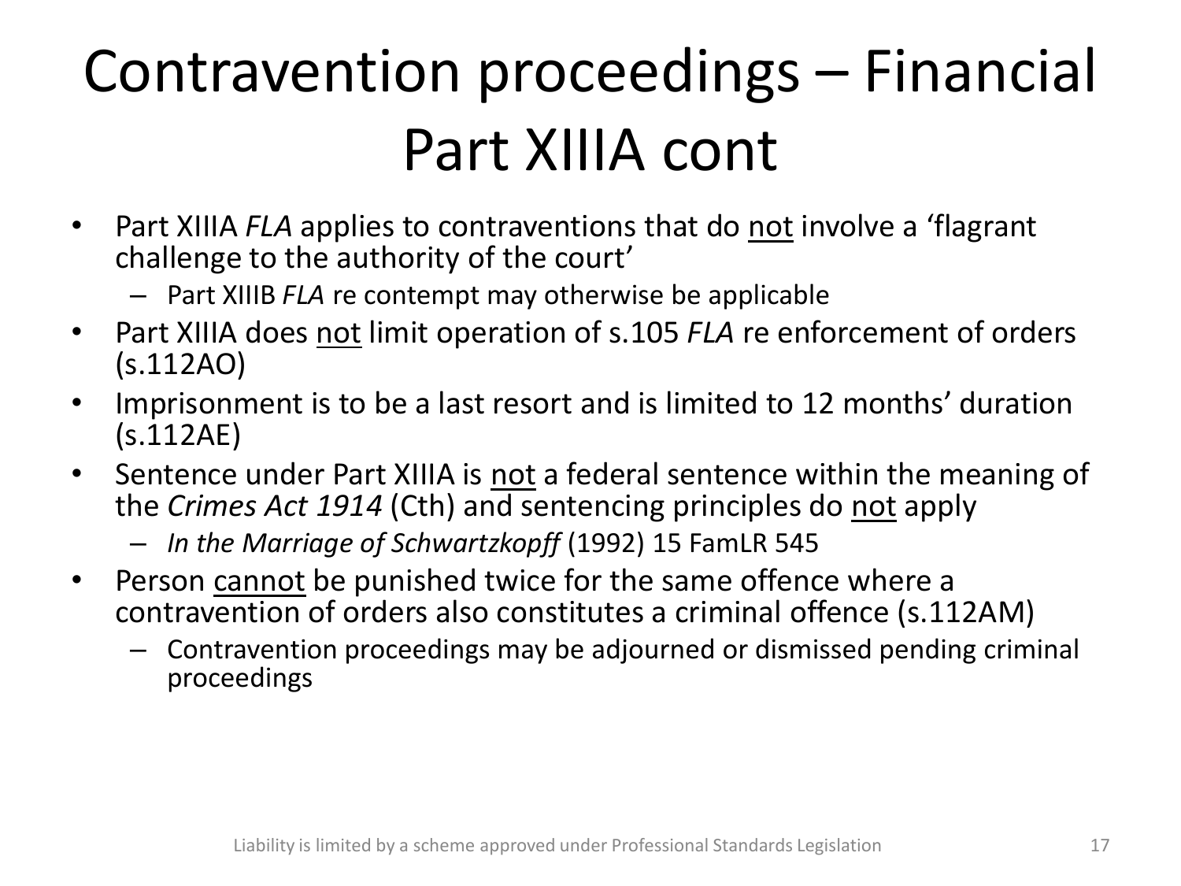# Contravention proceedings – Financial Part XIIIA cont

- Part XIIIA *FLA* applies to contraventions that do <u>not</u> involve a 'flagrant challenge to the authority of the court'
  - Part XIIIB *FLA* re contempt may otherwise be applicable
- Part XIIIA does <u>not</u> limit operation of s.105 *FLA* re enforcement of orders (s.112AO)
- Imprisonment is to be a last resort and is limited to 12 months' duration (s.112AE)
- Sentence under Part XIIIA is <u>not</u> a federal sentence within the meaning of the *Crimes Act 1914* (Cth) and sentencing principles do <u>not</u> apply
  - *In the Marriage of Schwartzkopff* (1992) 15 FamLR 545
- Person <u>cannot</u> be punished twice for the same offence where a contravention of orders also constitutes a criminal offence (s.112AM)
  - Contravention proceedings may be adjourned or dismissed pending criminal proceedings

Liability is limited by a scheme approved under Professional Standards Legislation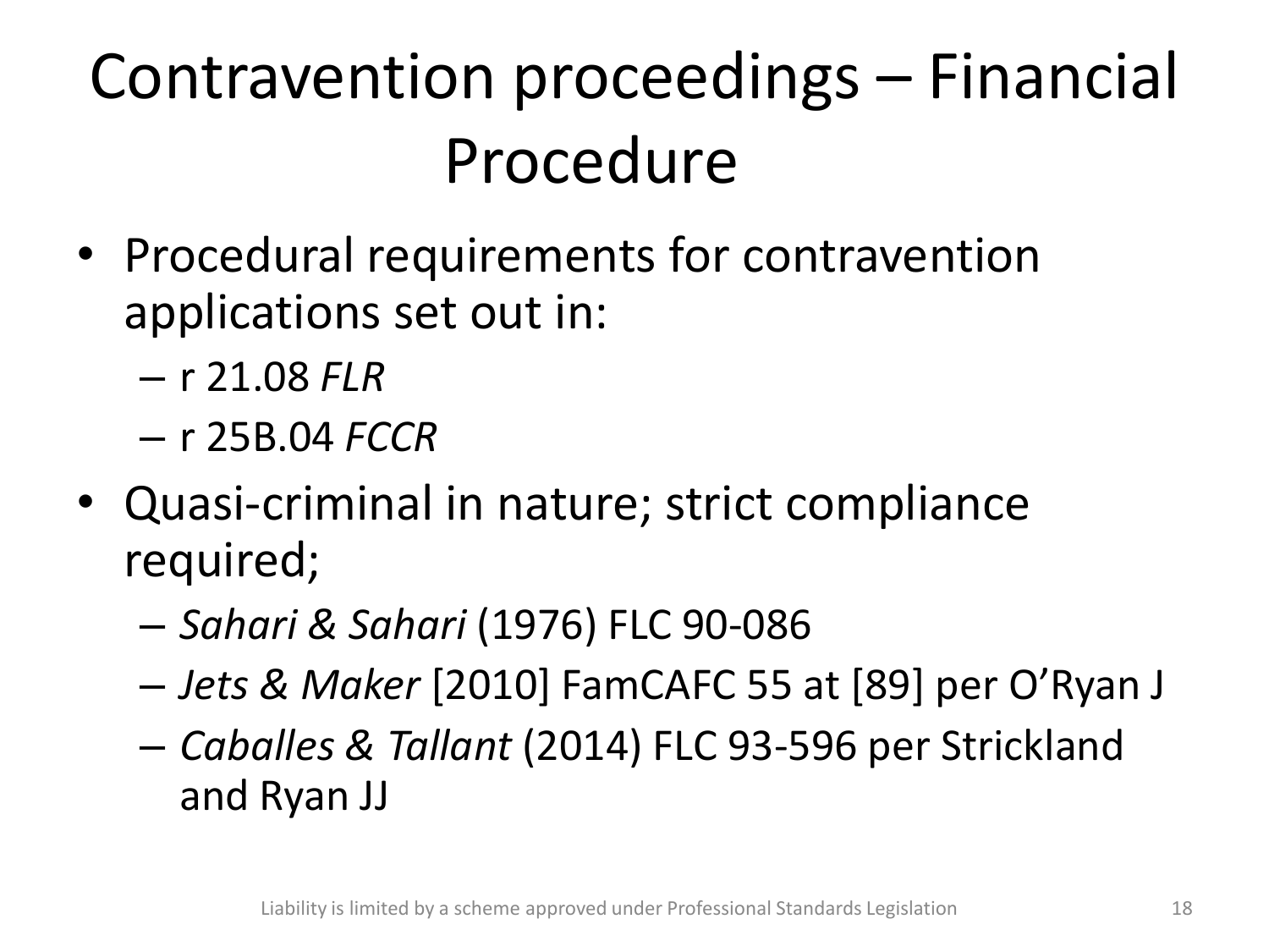# Contravention proceedings – Financial Procedure

- Procedural requirements for contravention applications set out in:
  - r 21.08 *FLR*
  - r 25B.04 *FCCR*
- Quasi-criminal in nature; strict compliance required;
  - *Sahari & Sahari* (1976) FLC 90-086
  - *Jets & Maker* [2010] FamCAFC 55 at [89] per O'Ryan J
  - *Caballes & Tallant* (2014) FLC 93-596 per Strickland and Ryan JJ

Liability is limited by a scheme approved under Professional Standards Legislation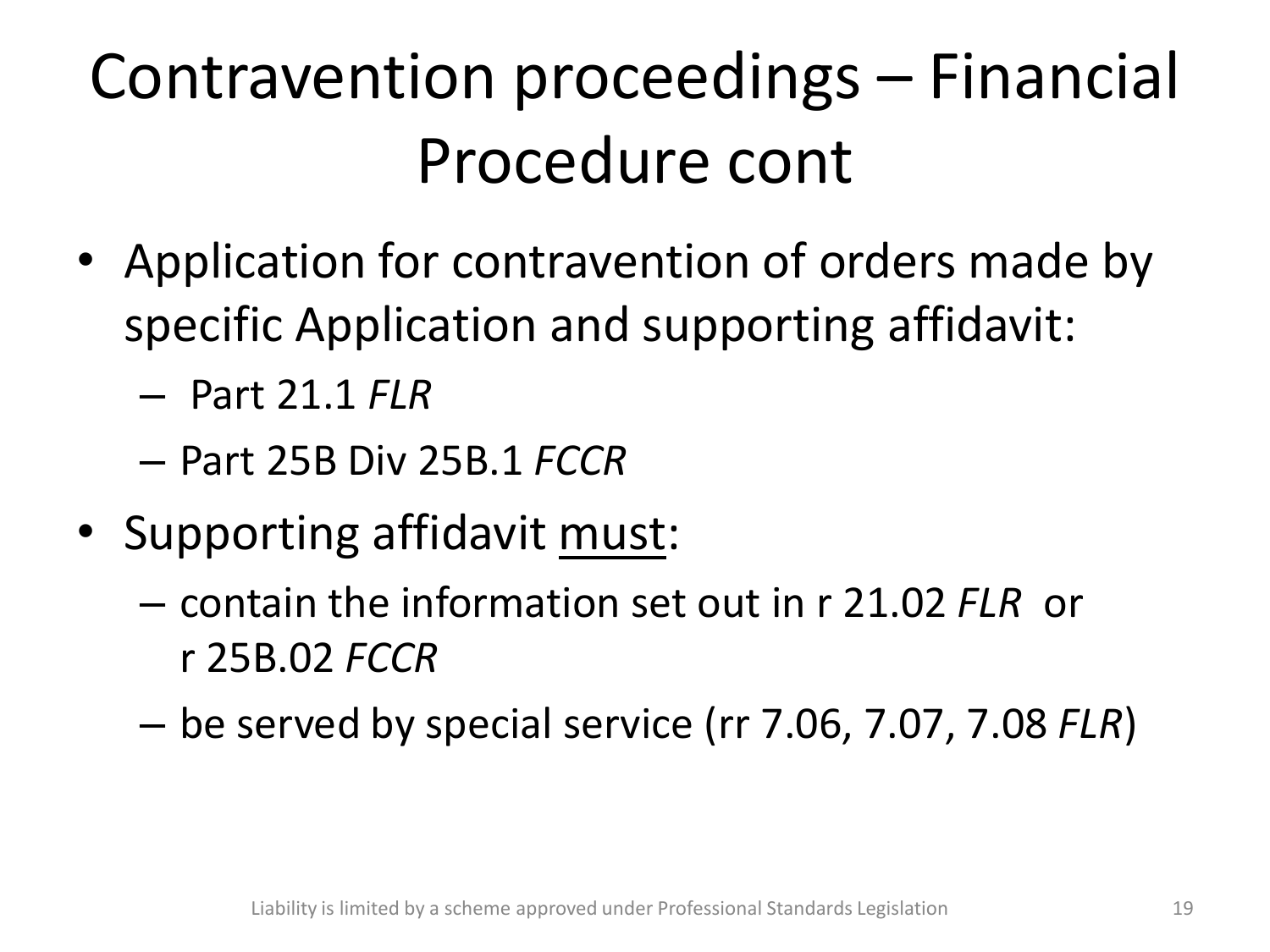# Contravention proceedings – Financial Procedure cont

- Application for contravention of orders made by specific Application and supporting affidavit:
  - Part 21.1 *FLR*
  - Part 25B Div 25B.1 *FCCR*
- Supporting affidavit <u>must</u>:
  - contain the information set out in r 21.02 *FLR* or r 25B.02 *FCCR*
  - be served by special service (rr 7.06, 7.07, 7.08 *FLR*)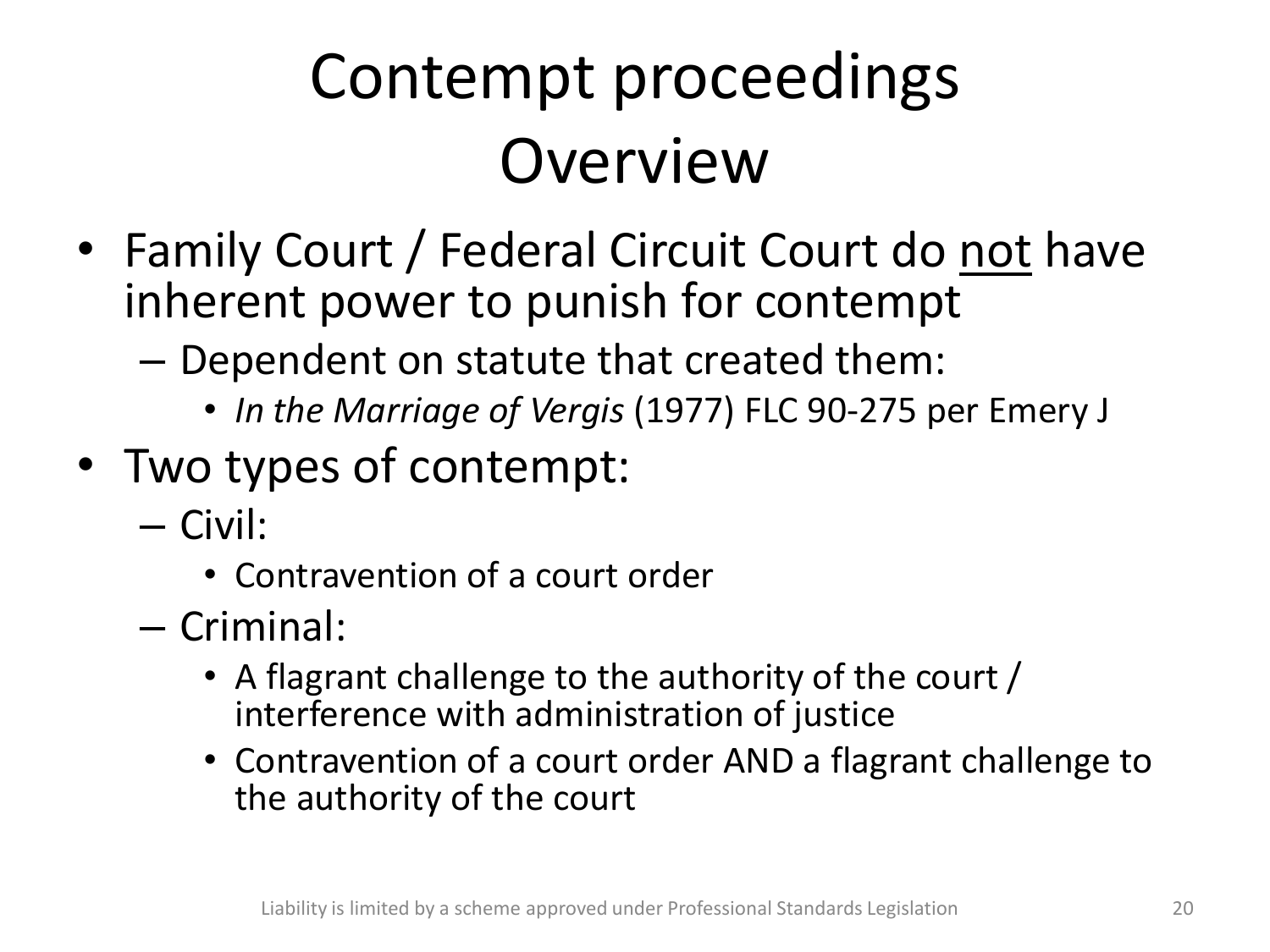# Contempt proceedings Overview

- Family Court / Federal Circuit Court do <u>not</u> have inherent power to punish for contempt
  - Dependent on statute that created them:
    - *In the Marriage of Vergis* (1977) FLC 90-275 per Emery J
- Two types of contempt:
  - Civil:
    - Contravention of a court order
  - Criminal:
    - A flagrant challenge to the authority of the court / interference with administration of justice
    - Contravention of a court order AND a flagrant challenge to the authority of the court

Liability is limited by a scheme approved under Professional Standards Legislation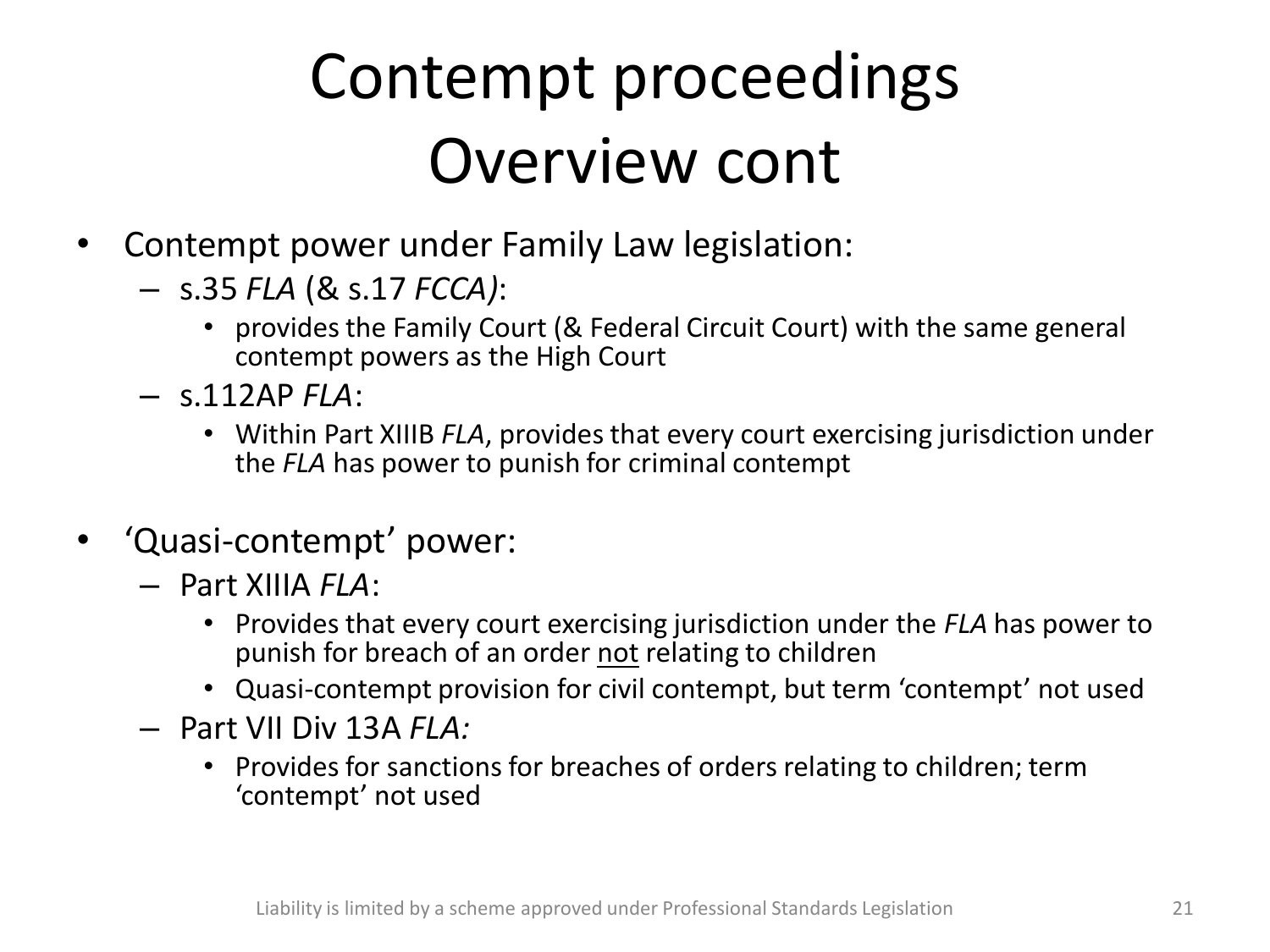# Contempt proceedings Overview cont

- Contempt power under Family Law legislation:
  - s.35 *FLA* (& s.17 *FCCA)*:
    - provides the Family Court (& Federal Circuit Court) with the same general contempt powers as the High Court
  - s.112AP *FLA*:
    - Within Part XIIIB *FLA*, provides that every court exercising jurisdiction under the *FLA* has power to punish for criminal contempt
- 'Quasi-contempt' power:
  - Part XIIIA *FLA*:
    - Provides that every court exercising jurisdiction under the *FLA* has power to punish for breach of an order <u>not</u> relating to children
    - Quasi-contempt provision for civil contempt, but term 'contempt' not used
  - Part VII Div 13A *FLA:*
    - Provides for sanctions for breaches of orders relating to children; term 'contempt' not used

Liability is limited by a scheme approved under Professional Standards Legislation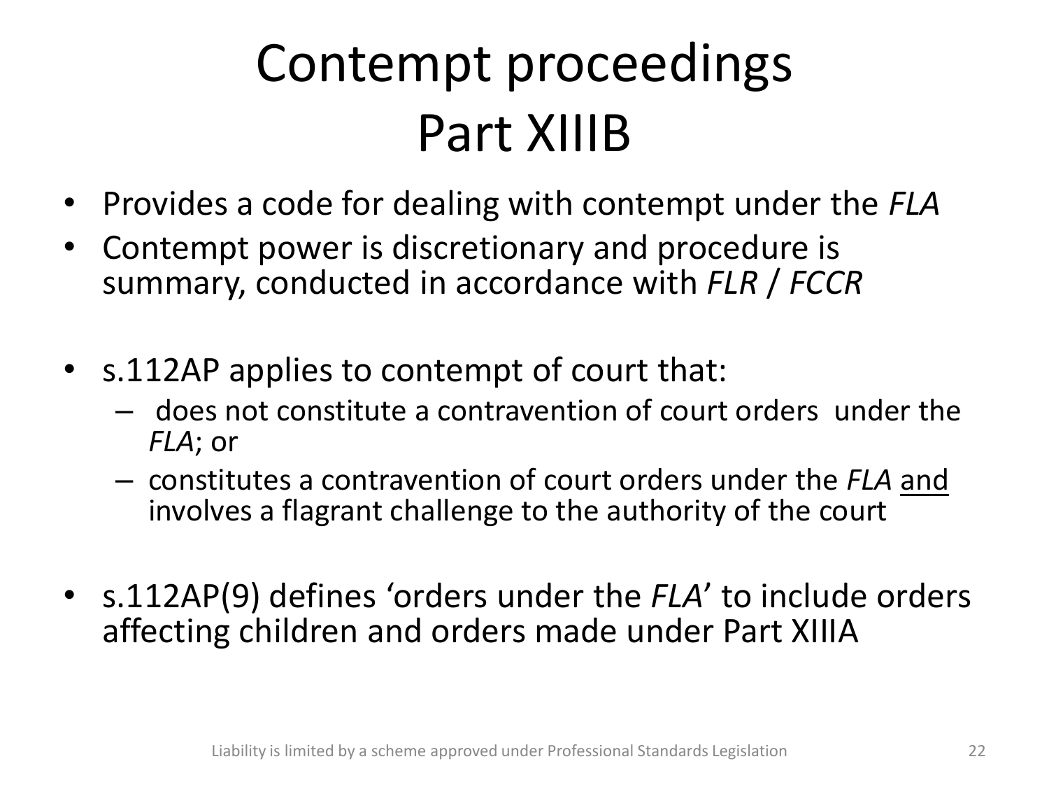# Contempt proceedings Part XIIIB

- Provides a code for dealing with contempt under the *FLA*
- Contempt power is discretionary and procedure is summary, conducted in accordance with *FLR* / *FCCR*

- s.112AP applies to contempt of court that:
  - does not constitute a contravention of court orders under the *FLA*; or
  - constitutes a contravention of court orders under the *FLA* <u>and</u> involves a flagrant challenge to the authority of the court

- s.112AP(9) defines 'orders under the *FLA*' to include orders affecting children and orders made under Part XIIIA

Liability is limited by a scheme approved under Professional Standards Legislation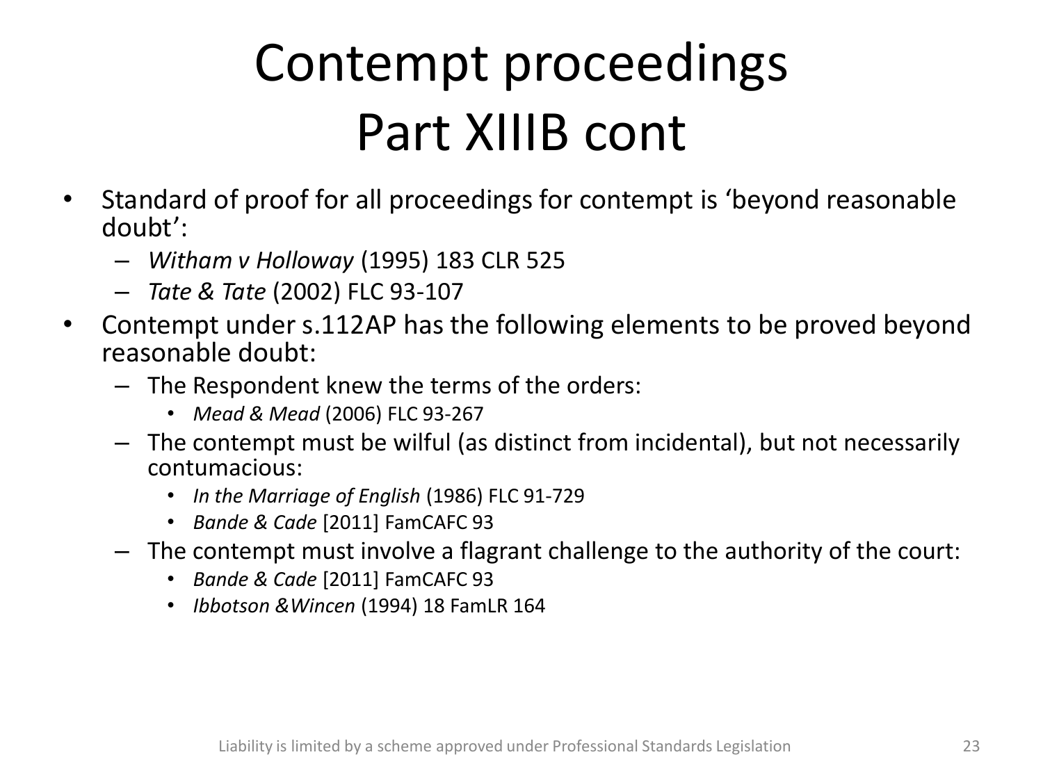# Contempt proceedings Part XIIIB cont

- Standard of proof for all proceedings for contempt is 'beyond reasonable doubt':
  - *Witham v Holloway* (1995) 183 CLR 525
  - *Tate & Tate* (2002) FLC 93-107
- Contempt under s.112AP has the following elements to be proved beyond reasonable doubt:
  - The Respondent knew the terms of the orders:
    - *Mead & Mead* (2006) FLC 93-267
  - The contempt must be wilful (as distinct from incidental), but not necessarily contumacious:
    - *In the Marriage of English* (1986) FLC 91-729
    - *Bande & Cade* [2011] FamCAFC 93
  - The contempt must involve a flagrant challenge to the authority of the court:
    - *Bande & Cade* [2011] FamCAFC 93
    - *Ibbotson &Wincen* (1994) 18 FamLR 164

Liability is limited by a scheme approved under Professional Standards Legislation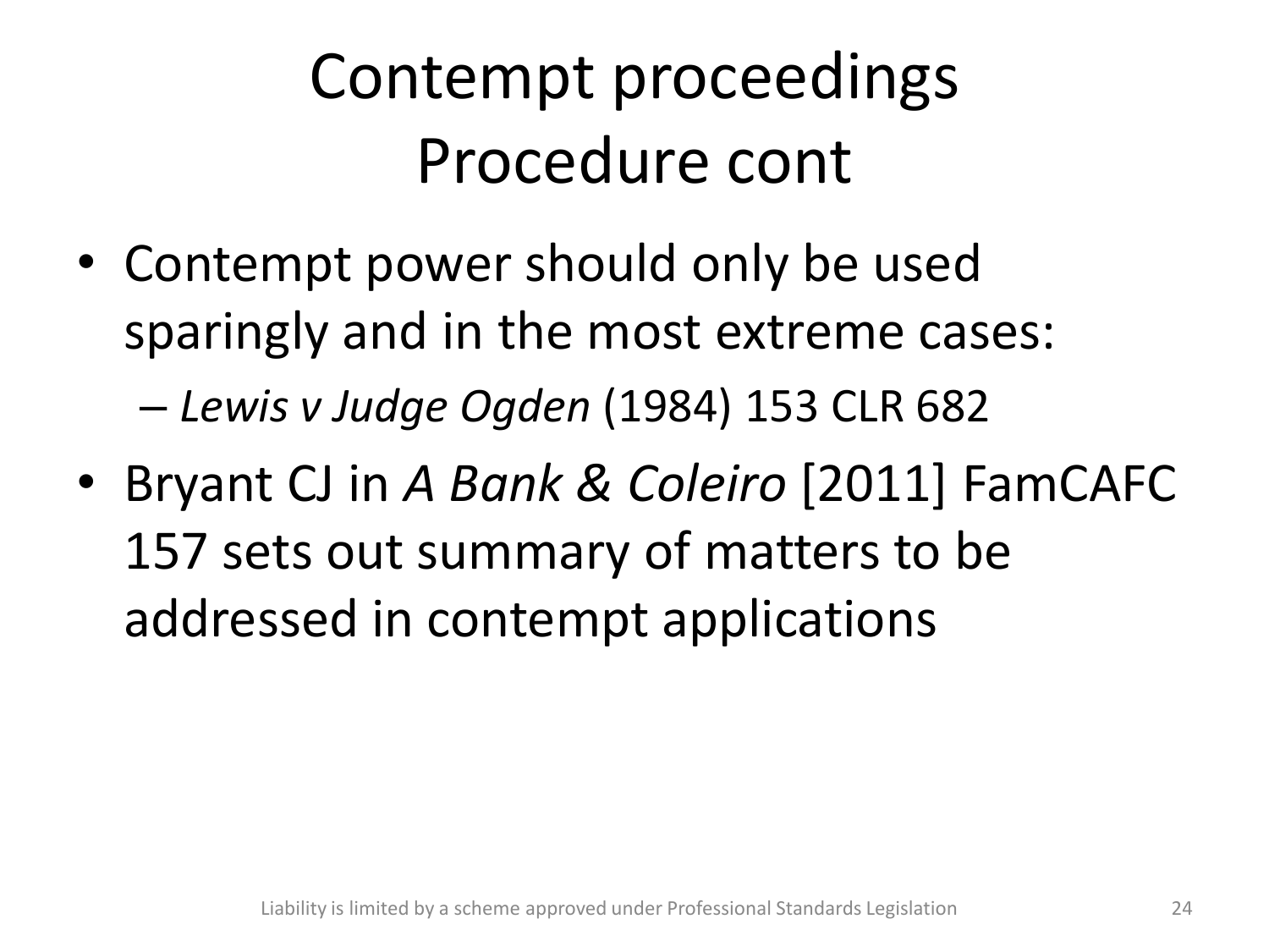# Contempt proceedings Procedure cont

- Contempt power should only be used sparingly and in the most extreme cases:
  - *Lewis v Judge Ogden* (1984) 153 CLR 682
- Bryant CJ in *A Bank & Coleiro* [2011] FamCAFC 157 sets out summary of matters to be addressed in contempt applications

Liability is limited by a scheme approved under Professional Standards Legislation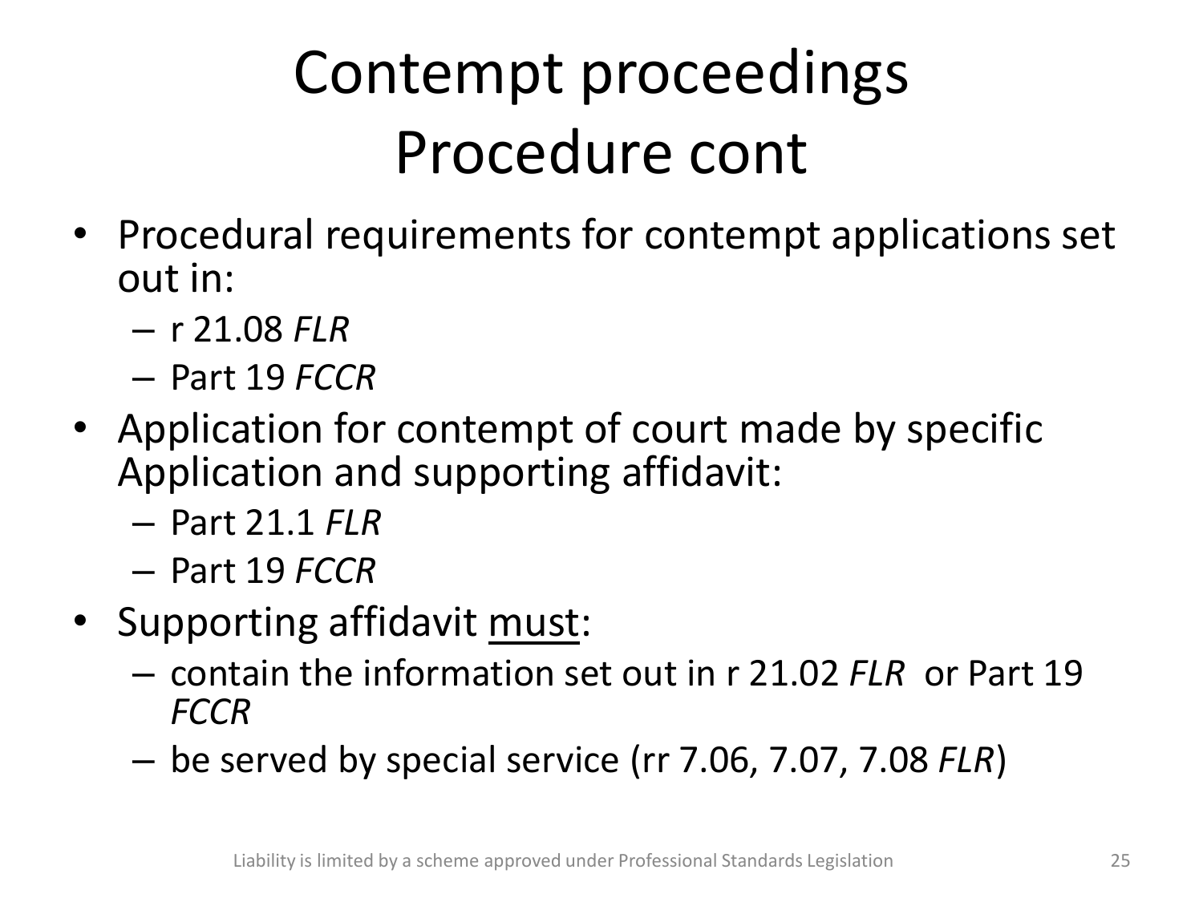# Contempt proceedings Procedure cont

- Procedural requirements for contempt applications set out in:
  - r 21.08 *FLR*
  - Part 19 *FCCR*
- Application for contempt of court made by specific Application and supporting affidavit:
  - Part 21.1 *FLR*
  - Part 19 *FCCR*
- Supporting affidavit <u>must</u>:
  - contain the information set out in r 21.02 *FLR* or Part 19 *FCCR*
  - be served by special service (rr 7.06, 7.07, 7.08 *FLR*)

Liability is limited by a scheme approved under Professional Standards Legislation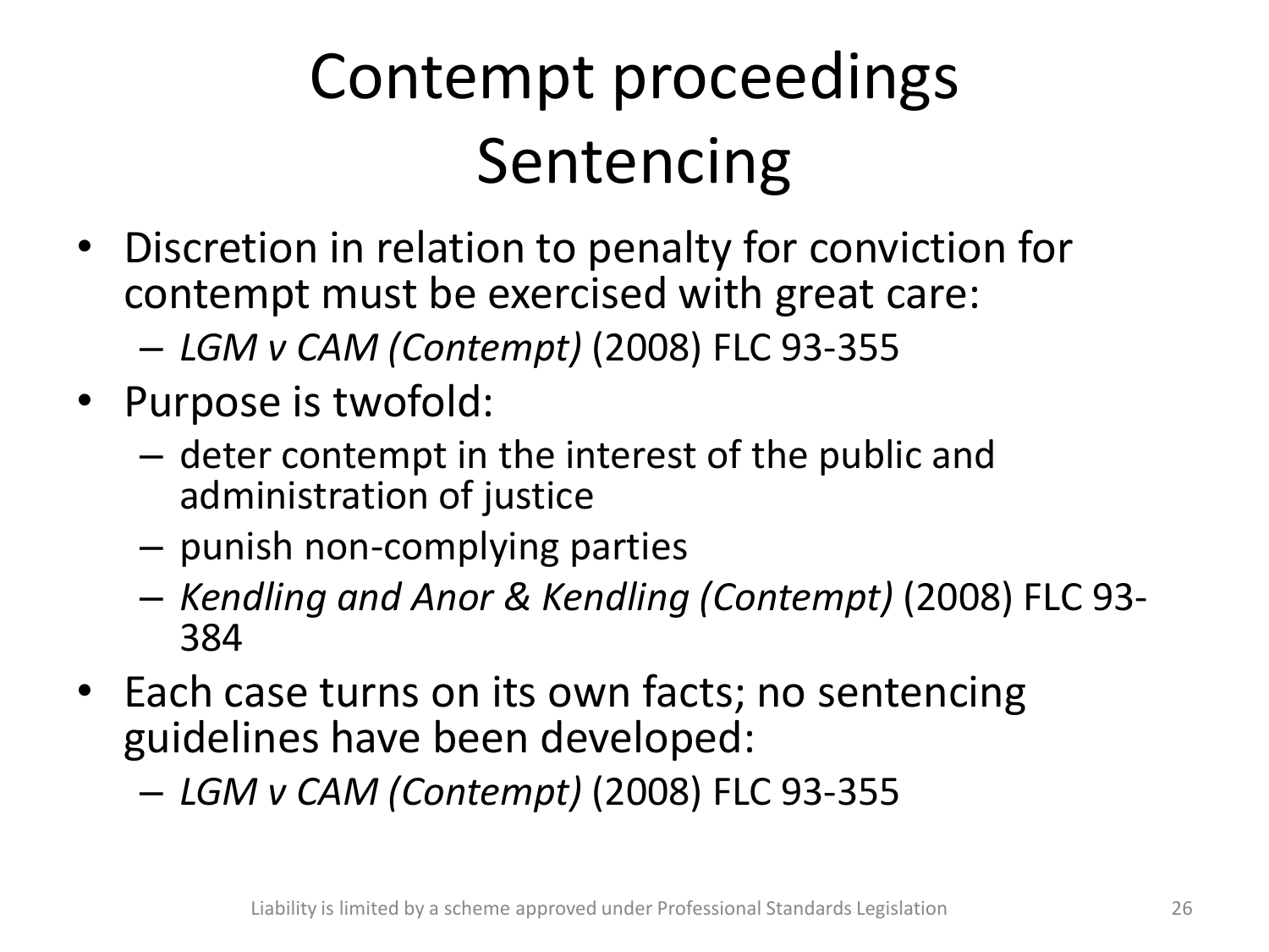# Contempt proceedings Sentencing

- Discretion in relation to penalty for conviction for contempt must be exercised with great care:
  - *LGM v CAM (Contempt)* (2008) FLC 93-355
- Purpose is twofold:
  - deter contempt in the interest of the public and administration of justice
  - punish non-complying parties
  - *Kendling and Anor & Kendling (Contempt)* (2008) FLC 93-384
- Each case turns on its own facts; no sentencing guidelines have been developed:
  - *LGM v CAM (Contempt)* (2008) FLC 93-355

Liability is limited by a scheme approved under Professional Standards Legislation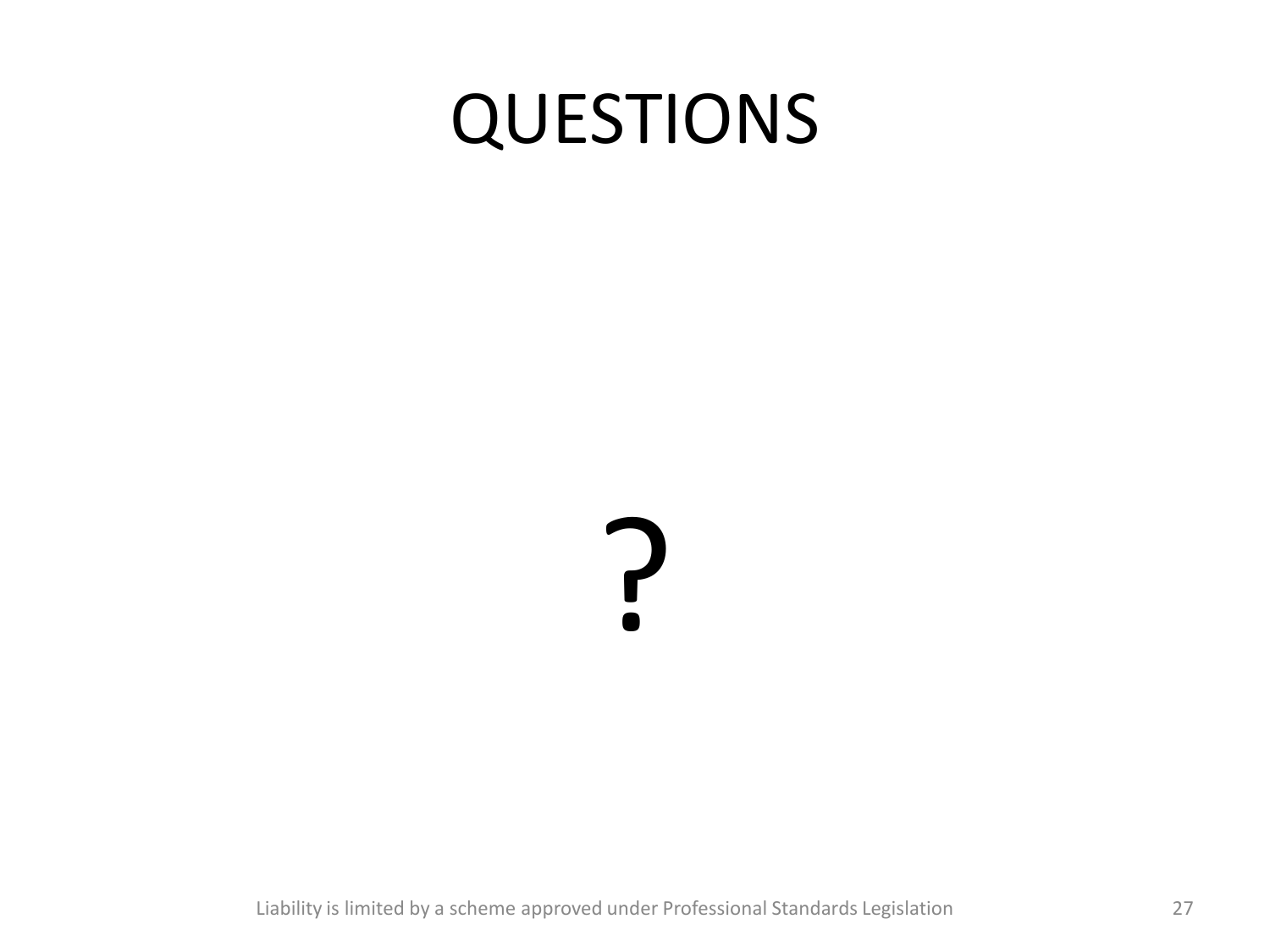# QUESTIONS

?